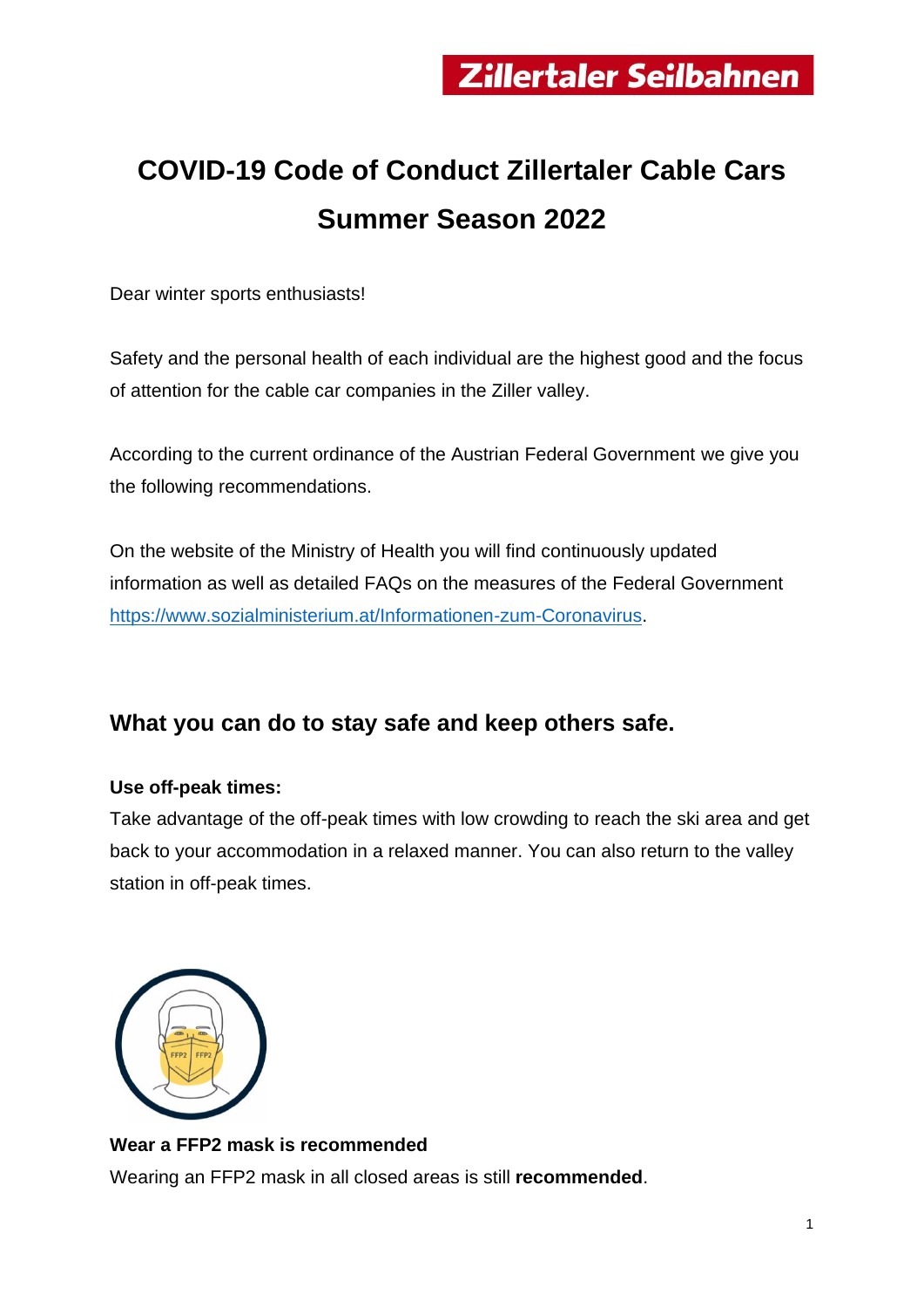# COVID-19 Code of Conduct Zillertaler Cable Cars Summer Season 2022

Dear winter sports enthusiasts!

Safety and the personal health of each individual are the highest good and the focus of attention for the cable car companies in the Ziller valley.

According to the current ordinance of the Austrian Federal Government we give you the following recommendations.

On the website of the Ministry of Health you will find continuously updated information as well as detailed FAQs on the measures of the Federal Government https://www.sozialministerium.at/Informationen-zum-Coronavirus.

## What you can do to stay safe and keep others safe.

**Use off-peak times:**

Take advantage of the off-peak times with low crowding to reach the ski area and get back to your accommodation in a relaxed manner. You can also return to the valley station in off-peak times.

**Wear a FFP2 mask is recommended**

Wearing an FFP2 mask in all closed areas is still **recommended**.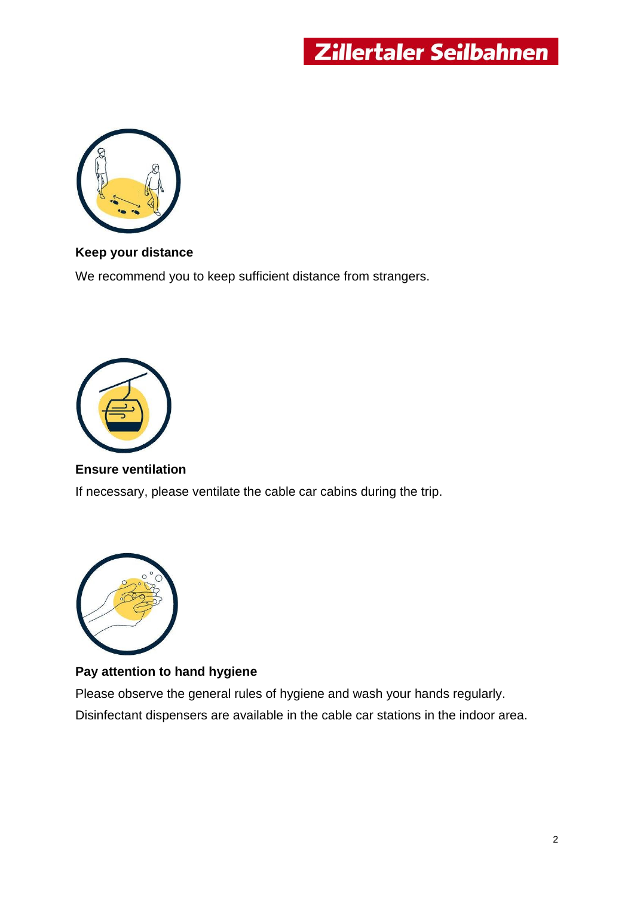**Keep your distance**

We recommend you to keep sufficient distance from strangers.

**Ensure ventilation**

If necessary, please ventilate the cable car cabins during the trip.

**Pay attention to hand hygiene**

Please observe the general rules of hygiene and wash your hands regularly. Disinfectant dispensers are available in the cable car stations in the indoor area.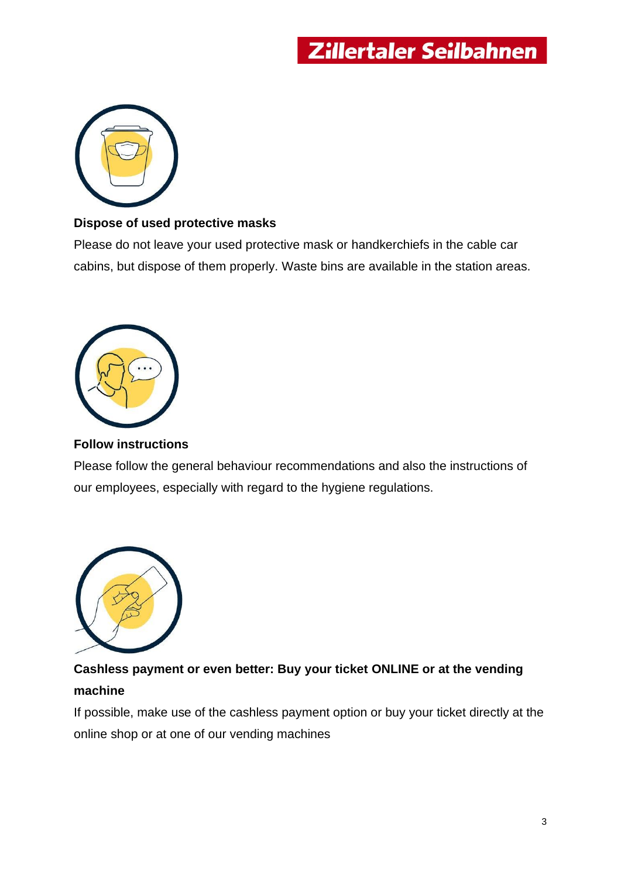**Dispose of used protective masks**

Please do not leave your used protective mask or handkerchiefs in the cable car cabins, but dispose of them properly. Waste bins are available in the station areas.

**Follow instructions**

Please follow the general behaviour recommendations and also the instructions of our employees, especially with regard to the hygiene regulations.

**Cashless payment or even better: Buy your ticket ONLINE or at the vending machine**

If possible, make use of the cashless payment option or buy your ticket directly at the online shop or at one of our vending machines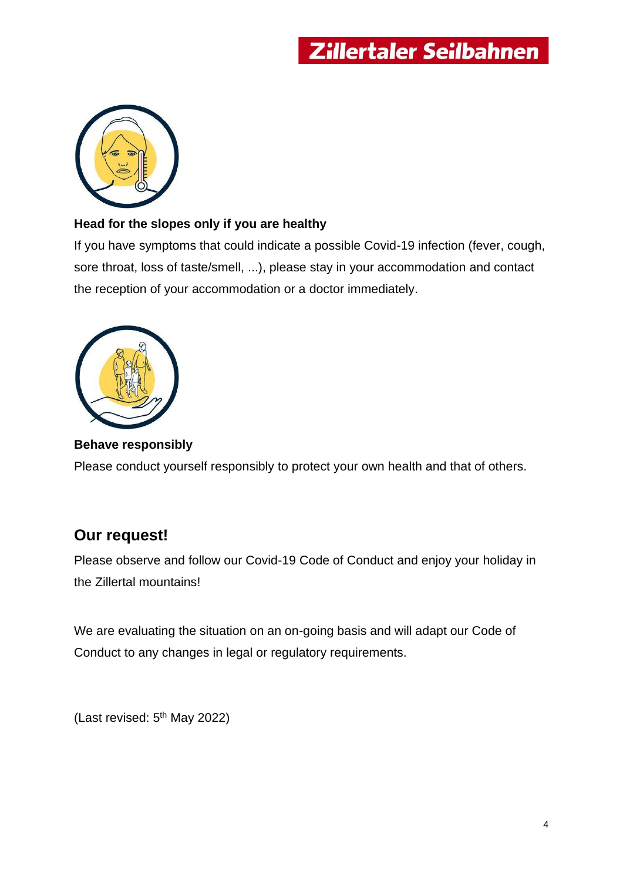**Head for the slopes only if you are healthy**

If you have symptoms that could indicate a possible Covid-19 infection (fever, cough, sore throat, loss of taste/smell, ...), please stay in your accommodation and contact the reception of your accommodation or a doctor immediately.

**Behave responsibly**

Please conduct yourself responsibly to protect your own health and that of others.

## Our request!

Please observe and follow our Covid-19 Code of Conduct and enjoy your holiday in the Zillertal mountains!

We are evaluating the situation on an on-going basis and will adapt our Code of Conduct to any changes in legal or regulatory requirements.

(Last revised: 5th May 2022)